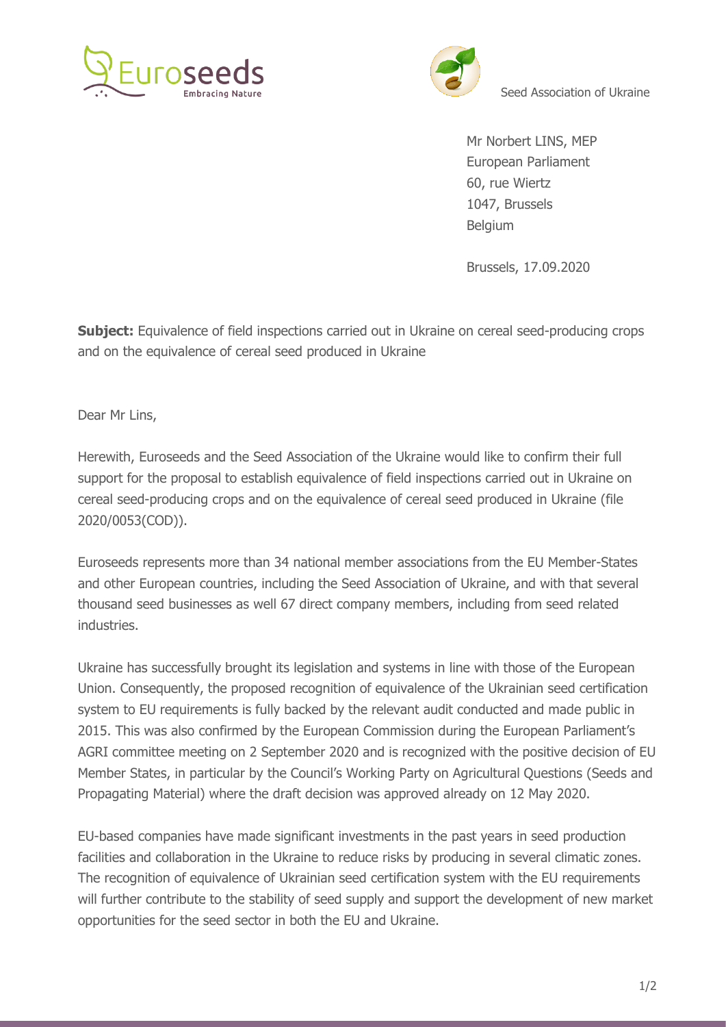Euroseeds
Embracing Nature

Seed Association of Ukraine

Mr Norbert LINS, MEP
European Parliament
60, rue Wiertz
1047, Brussels
Belgium

Brussels, 17.09.2020

**Subject:** Equivalence of field inspections carried out in Ukraine on cereal seed-producing crops and on the equivalence of cereal seed produced in Ukraine

Dear Mr Lins,

Herewith, Euroseeds and the Seed Association of the Ukraine would like to confirm their full support for the proposal to establish equivalence of field inspections carried out in Ukraine on cereal seed-producing crops and on the equivalence of cereal seed produced in Ukraine (file 2020/0053(COD)).

Euroseeds represents more than 34 national member associations from the EU Member-States and other European countries, including the Seed Association of Ukraine, and with that several thousand seed businesses as well 67 direct company members, including from seed related industries.

Ukraine has successfully brought its legislation and systems in line with those of the European Union. Consequently, the proposed recognition of equivalence of the Ukrainian seed certification system to EU requirements is fully backed by the relevant audit conducted and made public in 2015. This was also confirmed by the European Commission during the European Parliament's AGRI committee meeting on 2 September 2020 and is recognized with the positive decision of EU Member States, in particular by the Council's Working Party on Agricultural Questions (Seeds and Propagating Material) where the draft decision was approved already on 12 May 2020.

EU-based companies have made significant investments in the past years in seed production facilities and collaboration in the Ukraine to reduce risks by producing in several climatic zones. The recognition of equivalence of Ukrainian seed certification system with the EU requirements will further contribute to the stability of seed supply and support the development of new market opportunities for the seed sector in both the EU and Ukraine.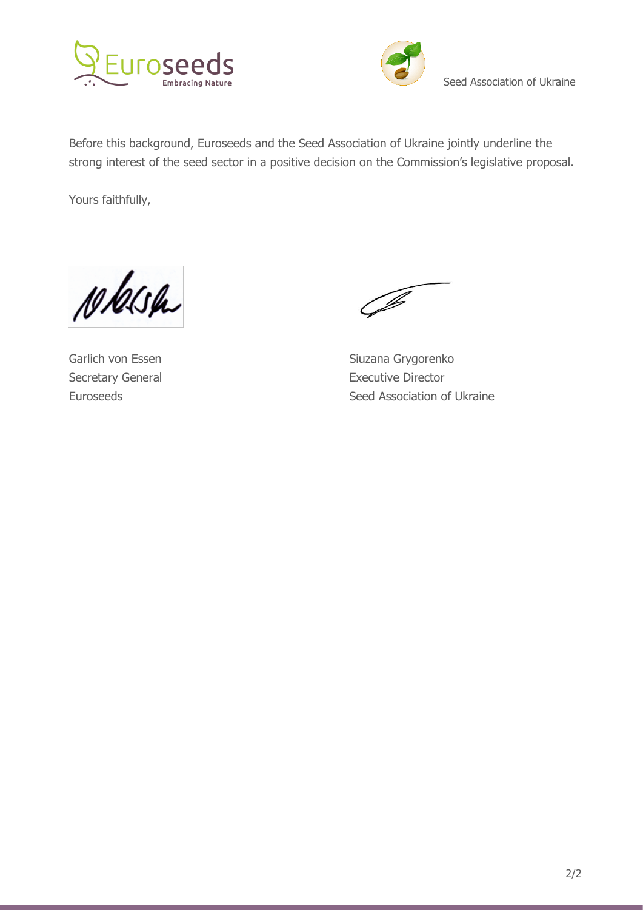Before this background, Euroseeds and the Seed Association of Ukraine jointly underline the strong interest of the seed sector in a positive decision on the Commission's legislative proposal.

Yours faithfully,

Garlich von Essen
Secretary General
Euroseeds

Siuzana Grygorenko
Executive Director
Seed Association of Ukraine